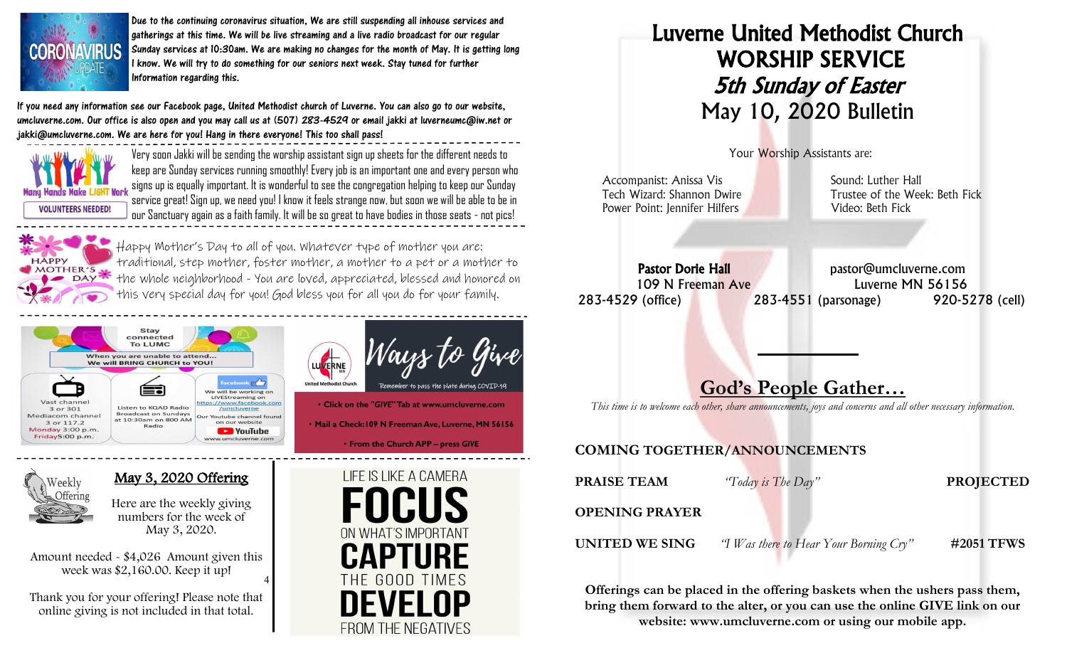Due to the continuing coronavirus situation, We are still suspending all inhouse services and gatherings at this time. We will be live streaming and a live radio broadcast for our regular Sunday services at 10:30am. We are making no changes for the month of May. It is getting long I know. We will try to do something for our seniors next week. Stay tuned for further Information regarding this.

If you need any information see our Facebook page, United Methodist church of Luverne. You can also go to our website, umcluverne.com. Our office is also open and you may call us at (507) 283-4529 or email jakki at luverneumc@iw.net or jakki@umcluverne.com. We are here for you! Hang in there everyone! This too shall pass!

---

Very soon Jakki will be sending the worship assistant sign up sheets for the different needs to keep are Sunday services running smoothly! Every job is an important one and every person who signs up is equally important. It is wonderful to see the congregation helping to keep our Sunday service great! Sign up, we need you! I know it feels strange now, but soon we will be able to be in our Sanctuary again as a faith family. It will be so great to have bodies in those seats - not pics!

---

Happy Mother's Day to all of you, whatever type of mother you are: traditional, step mother, foster mother, a mother to a pet or a mother to the whole neighborhood - You are loved, appreciated, blessed and honored on this very special day for you! God bless you for all you do for your family.

---

Stay connected To LUMC

When you are unable to attend... We will BRING CHURCH to YOU!

- Vast channel 3 or 301, Mediacom channel 3 or 117.2, Monday 3:00 p.m., Friday 5:00 p.m.
- Listen to KQAD Radio Broadcast on Sundays at 10:30am on 800 AM Radio
- We will be working on LIVEStreaming on https://www.facebook.com/umcluverne
- Our Youtube channel found on our website www.umcluverne.com

**Ways to Give**

Remember to pass the plate during COVID-19

- Click on the "GIVE" Tab at www.umcluverne.com
- Mail a Check: 109 N Freeman Ave, Luverne, MN 56156
- From the Church APP – press GIVE

---

## May 3, 2020 Offering

Here are the weekly giving numbers for the week of May 3, 2020.

Amount needed - $4,026 Amount given this week was $2,160.00. Keep it up!

Thank you for your offering! Please note that online giving is not included in that total.

LIFE IS LIKE A CAMERA
**FOCUS** ON WHAT'S IMPORTANT
**CAPTURE** THE GOOD TIMES
**DEVELOP** FROM THE NEGATIVES

# Luverne United Methodist Church
# WORSHIP SERVICE
## *5th Sunday of Easter*
## May 10, 2020 Bulletin

Your Worship Assistants are:

| | |
|---|---|
| Accompanist: Anissa Vis | Sound: Luther Hall |
| Tech Wizard: Shannon Dwire | Trustee of the Week: Beth Fick |
| Power Point: Jennifer Hilfers | Video: Beth Fick |

**Pastor Dorie Hall** — pastor@umcluverne.com
109 N Freeman Ave — Luverne MN 56156
283-4529 (office) — 283-4551 (parsonage) — 920-5278 (cell)

## God's People Gather…

*This time is to welcome each other, share announcements, joys and concerns and all other necessary information.*

**COMING TOGETHER/ANNOUNCEMENTS**

**PRAISE TEAM** — *"Today is The Day"* — **PROJECTED**

**OPENING PRAYER**

**UNITED WE SING** — *"I Was there to Hear Your Borning Cry"* — **#2051 TFWS**

**Offerings can be placed in the offering baskets when the ushers pass them, bring them forward to the alter, or you can use the online GIVE link on our website: www.umcluverne.com or using our mobile app.**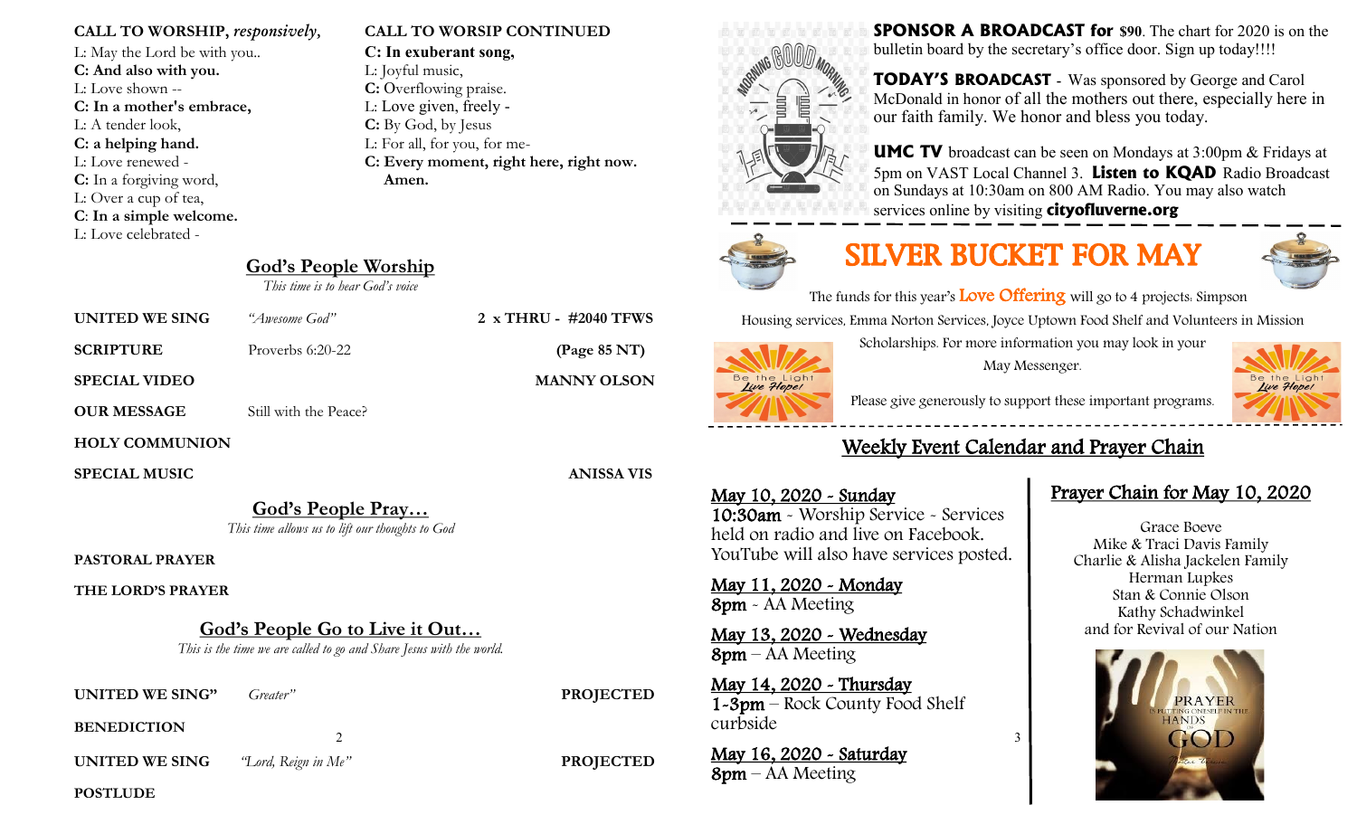**CALL TO WORSHIP,** ***responsively,***

L: May the Lord be with you..
**C: And also with you.**
L: Love shown --
**C: In a mother's embrace,**
L: A tender look,
**C: a helping hand.**
L: Love renewed -
**C:** In a forgiving word,
L: Over a cup of tea,
**C**: **In a simple welcome.**
L: Love celebrated -

**CALL TO WORSIP CONTINUED**

**C: In exuberant song,**
L: Joyful music,
**C:** Overflowing praise.
L: Love given, freely -
**C:** By God, by Jesus
L: For all, for you, for me-
**C: Every moment, right here, right now. Amen.**

## God's People Worship

*This time is to hear God's voice*

| | | |
|---|---|---|
| **UNITED WE SING** | *"Awesome God"* | **2 x THRU - #2040 TFWS** |
| **SCRIPTURE** | Proverbs 6:20-22 | **(Page 85 NT)** |
| **SPECIAL VIDEO** | | **MANNY OLSON** |
| **OUR MESSAGE** | Still with the Peace? | |
| **HOLY COMMUNION** | | |
| **SPECIAL MUSIC** | | **ANISSA VIS** |

## God's People Pray…

*This time allows us to lift our thoughts to God*

**PASTORAL PRAYER**

**THE LORD'S PRAYER**

## God's People Go to Live it Out…

*This is the time we are called to go and Share Jesus with the world.*

| | | |
|---|---|---|
| **UNITED WE SING"** | *Greater"* | **PROJECTED** |
| **BENEDICTION** | | |
| **UNITED WE SING** | *"Lord, Reign in Me"* | **PROJECTED** |
| **POSTLUDE** | | |

**SPONSOR A BROADCAST for $90**. The chart for 2020 is on the bulletin board by the secretary's office door. Sign up today!!!!

**TODAY'S BROADCAST** - Was sponsored by George and Carol McDonald in honor of all the mothers out there, especially here in our faith family. We honor and bless you today.

**UMC TV** broadcast can be seen on Mondays at 3:00pm & Fridays at 5pm on VAST Local Channel 3. **Listen to KQAD** Radio Broadcast on Sundays at 10:30am on 800 AM Radio. You may also watch services online by visiting **cityofluverne.org**

## SILVER BUCKET FOR MAY

The funds for this year's Love Offering will go to 4 projects: Simpson Housing services, Emma Norton Services, Joyce Uptown Food Shelf and Volunteers in Mission Scholarships. For more information you may look in your May Messenger.

Please give generously to support these important programs.

## Weekly Event Calendar and Prayer Chain

**May 10, 2020 - Sunday**
**10:30am** - Worship Service - Services held on radio and live on Facebook. YouTube will also have services posted.

**May 11, 2020 - Monday**
**8pm** - AA Meeting

**May 13, 2020 - Wednesday**
**8pm** – AA Meeting

**May 14, 2020 - Thursday**
**1-3pm** – Rock County Food Shelf curbside

**May 16, 2020 - Saturday**
**8pm** – AA Meeting

### Prayer Chain for May 10, 2020

Grace Boeve
Mike & Traci Davis Family
Charlie & Alisha Jackelen Family
Herman Lupkes
Stan & Connie Olson
Kathy Schadwinkel
and for Revival of our Nation